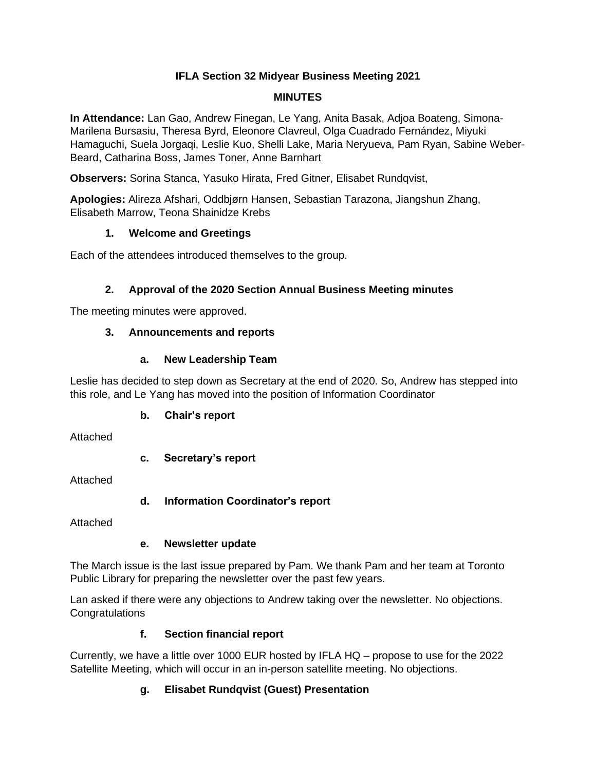# IFLA Section 32 Midyear Business Meeting 2021

## MINUTES

**In Attendance:** Lan Gao, Andrew Finegan, Le Yang, Anita Basak, Adjoa Boateng, Simona-Marilena Bursasiu, Theresa Byrd, Eleonore Clavreul, Olga Cuadrado Fernández, Miyuki Hamaguchi, Suela Jorgaqi, Leslie Kuo, Shelli Lake, Maria Neryueva, Pam Ryan, Sabine Weber-Beard, Catharina Boss, James Toner, Anne Barnhart

**Observers:** Sorina Stanca, Yasuko Hirata, Fred Gitner, Elisabet Rundqvist,

**Apologies:** Alireza Afshari, Oddbjørn Hansen, Sebastian Tarazona, Jiangshun Zhang, Elisabeth Marrow, Teona Shainidze Krebs

### 1. Welcome and Greetings

Each of the attendees introduced themselves to the group.

### 2. Approval of the 2020 Section Annual Business Meeting minutes

The meeting minutes were approved.

### 3. Announcements and reports

#### a. New Leadership Team

Leslie has decided to step down as Secretary at the end of 2020. So, Andrew has stepped into this role, and Le Yang has moved into the position of Information Coordinator

#### b. Chair's report

Attached

#### c. Secretary's report

Attached

#### d. Information Coordinator's report

Attached

#### e. Newsletter update

The March issue is the last issue prepared by Pam. We thank Pam and her team at Toronto Public Library for preparing the newsletter over the past few years.

Lan asked if there were any objections to Andrew taking over the newsletter. No objections. Congratulations

#### f. Section financial report

Currently, we have a little over 1000 EUR hosted by IFLA HQ – propose to use for the 2022 Satellite Meeting, which will occur in an in-person satellite meeting. No objections.

#### g. Elisabet Rundqvist (Guest) Presentation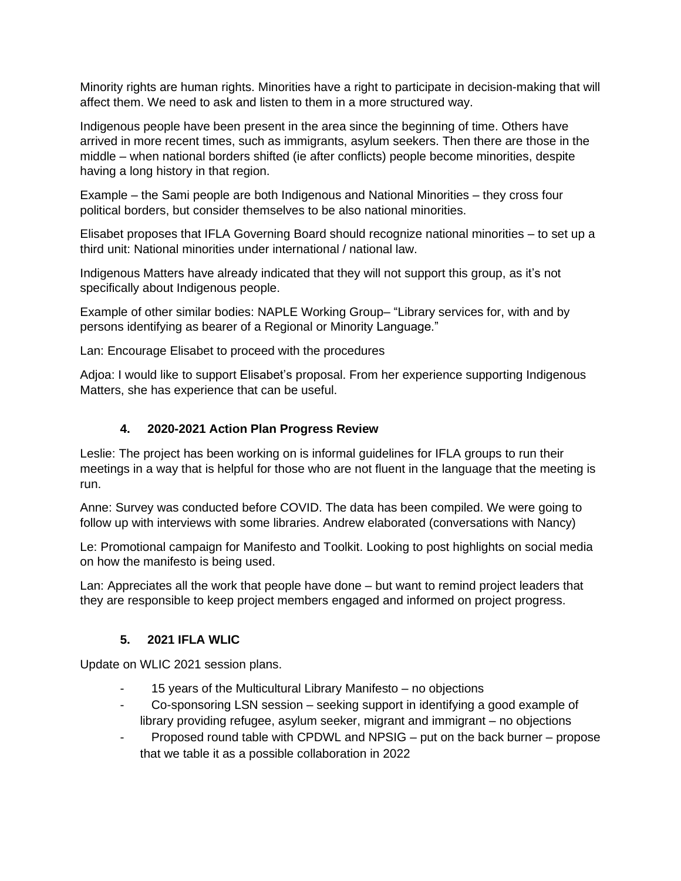Minority rights are human rights. Minorities have a right to participate in decision-making that will affect them. We need to ask and listen to them in a more structured way.

Indigenous people have been present in the area since the beginning of time. Others have arrived in more recent times, such as immigrants, asylum seekers. Then there are those in the middle – when national borders shifted (ie after conflicts) people become minorities, despite having a long history in that region.

Example – the Sami people are both Indigenous and National Minorities – they cross four political borders, but consider themselves to be also national minorities.

Elisabet proposes that IFLA Governing Board should recognize national minorities – to set up a third unit: National minorities under international / national law.

Indigenous Matters have already indicated that they will not support this group, as it's not specifically about Indigenous people.

Example of other similar bodies: NAPLE Working Group– "Library services for, with and by persons identifying as bearer of a Regional or Minority Language."

Lan: Encourage Elisabet to proceed with the procedures

Adjoa: I would like to support Elisabet's proposal. From her experience supporting Indigenous Matters, she has experience that can be useful.

### 4. 2020-2021 Action Plan Progress Review

Leslie: The project has been working on is informal guidelines for IFLA groups to run their meetings in a way that is helpful for those who are not fluent in the language that the meeting is run.

Anne: Survey was conducted before COVID. The data has been compiled. We were going to follow up with interviews with some libraries. Andrew elaborated (conversations with Nancy)

Le: Promotional campaign for Manifesto and Toolkit. Looking to post highlights on social media on how the manifesto is being used.

Lan: Appreciates all the work that people have done – but want to remind project leaders that they are responsible to keep project members engaged and informed on project progress.

### 5. 2021 IFLA WLIC

Update on WLIC 2021 session plans.

- 15 years of the Multicultural Library Manifesto – no objections
- Co-sponsoring LSN session – seeking support in identifying a good example of library providing refugee, asylum seeker, migrant and immigrant – no objections
- Proposed round table with CPDWL and NPSIG – put on the back burner – propose that we table it as a possible collaboration in 2022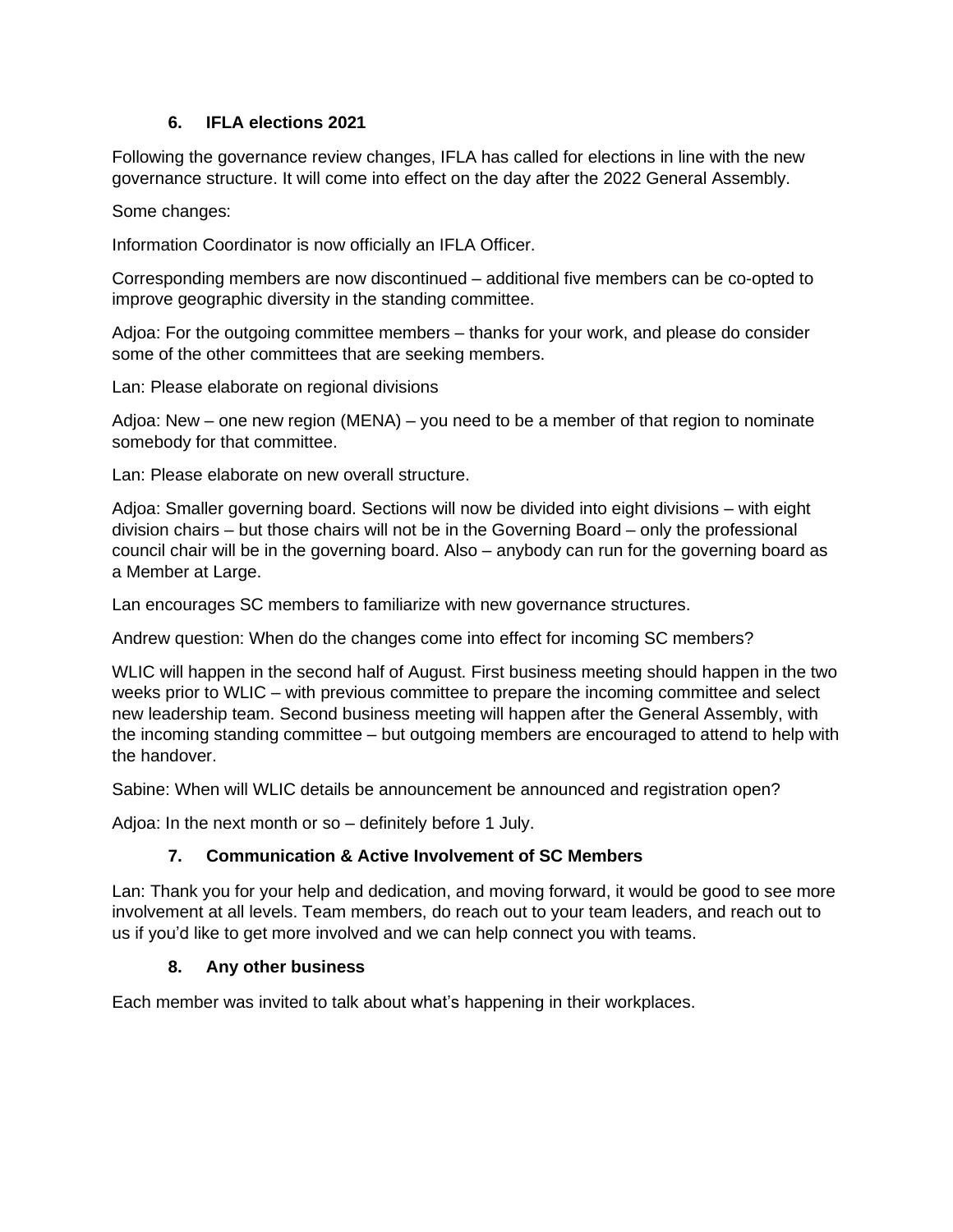## 6. IFLA elections 2021

Following the governance review changes, IFLA has called for elections in line with the new governance structure. It will come into effect on the day after the 2022 General Assembly.

Some changes:

Information Coordinator is now officially an IFLA Officer.

Corresponding members are now discontinued – additional five members can be co-opted to improve geographic diversity in the standing committee.

Adjoa: For the outgoing committee members – thanks for your work, and please do consider some of the other committees that are seeking members.

Lan: Please elaborate on regional divisions

Adjoa: New – one new region (MENA) – you need to be a member of that region to nominate somebody for that committee.

Lan: Please elaborate on new overall structure.

Adjoa: Smaller governing board. Sections will now be divided into eight divisions – with eight division chairs – but those chairs will not be in the Governing Board – only the professional council chair will be in the governing board. Also – anybody can run for the governing board as a Member at Large.

Lan encourages SC members to familiarize with new governance structures.

Andrew question: When do the changes come into effect for incoming SC members?

WLIC will happen in the second half of August. First business meeting should happen in the two weeks prior to WLIC – with previous committee to prepare the incoming committee and select new leadership team. Second business meeting will happen after the General Assembly, with the incoming standing committee – but outgoing members are encouraged to attend to help with the handover.

Sabine: When will WLIC details be announcement be announced and registration open?

Adjoa: In the next month or so – definitely before 1 July.

## 7. Communication & Active Involvement of SC Members

Lan: Thank you for your help and dedication, and moving forward, it would be good to see more involvement at all levels. Team members, do reach out to your team leaders, and reach out to us if you'd like to get more involved and we can help connect you with teams.

## 8. Any other business

Each member was invited to talk about what's happening in their workplaces.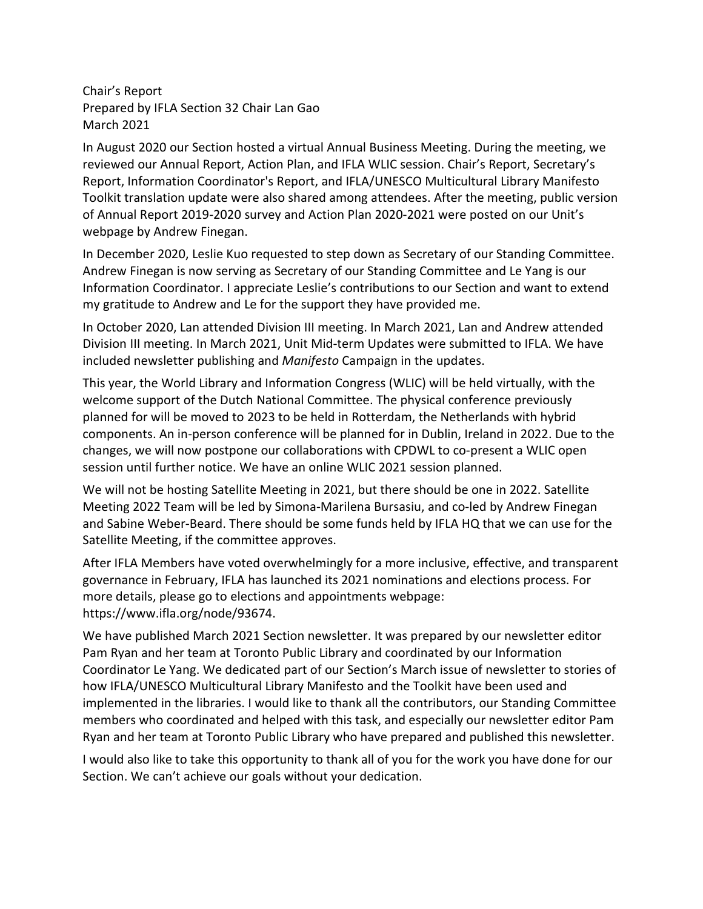Chair's Report
Prepared by IFLA Section 32 Chair Lan Gao
March 2021

In August 2020 our Section hosted a virtual Annual Business Meeting. During the meeting, we reviewed our Annual Report, Action Plan, and IFLA WLIC session. Chair's Report, Secretary's Report, Information Coordinator's Report, and IFLA/UNESCO Multicultural Library Manifesto Toolkit translation update were also shared among attendees. After the meeting, public version of Annual Report 2019-2020 survey and Action Plan 2020-2021 were posted on our Unit's webpage by Andrew Finegan.

In December 2020, Leslie Kuo requested to step down as Secretary of our Standing Committee. Andrew Finegan is now serving as Secretary of our Standing Committee and Le Yang is our Information Coordinator. I appreciate Leslie's contributions to our Section and want to extend my gratitude to Andrew and Le for the support they have provided me.

In October 2020, Lan attended Division III meeting. In March 2021, Lan and Andrew attended Division III meeting. In March 2021, Unit Mid-term Updates were submitted to IFLA. We have included newsletter publishing and *Manifesto* Campaign in the updates.

This year, the World Library and Information Congress (WLIC) will be held virtually, with the welcome support of the Dutch National Committee. The physical conference previously planned for will be moved to 2023 to be held in Rotterdam, the Netherlands with hybrid components. An in-person conference will be planned for in Dublin, Ireland in 2022. Due to the changes, we will now postpone our collaborations with CPDWL to co-present a WLIC open session until further notice. We have an online WLIC 2021 session planned.

We will not be hosting Satellite Meeting in 2021, but there should be one in 2022. Satellite Meeting 2022 Team will be led by Simona-Marilena Bursasiu, and co-led by Andrew Finegan and Sabine Weber-Beard. There should be some funds held by IFLA HQ that we can use for the Satellite Meeting, if the committee approves.

After IFLA Members have voted overwhelmingly for a more inclusive, effective, and transparent governance in February, IFLA has launched its 2021 nominations and elections process. For more details, please go to elections and appointments webpage: https://www.ifla.org/node/93674.

We have published March 2021 Section newsletter. It was prepared by our newsletter editor Pam Ryan and her team at Toronto Public Library and coordinated by our Information Coordinator Le Yang. We dedicated part of our Section's March issue of newsletter to stories of how IFLA/UNESCO Multicultural Library Manifesto and the Toolkit have been used and implemented in the libraries. I would like to thank all the contributors, our Standing Committee members who coordinated and helped with this task, and especially our newsletter editor Pam Ryan and her team at Toronto Public Library who have prepared and published this newsletter.

I would also like to take this opportunity to thank all of you for the work you have done for our Section. We can't achieve our goals without your dedication.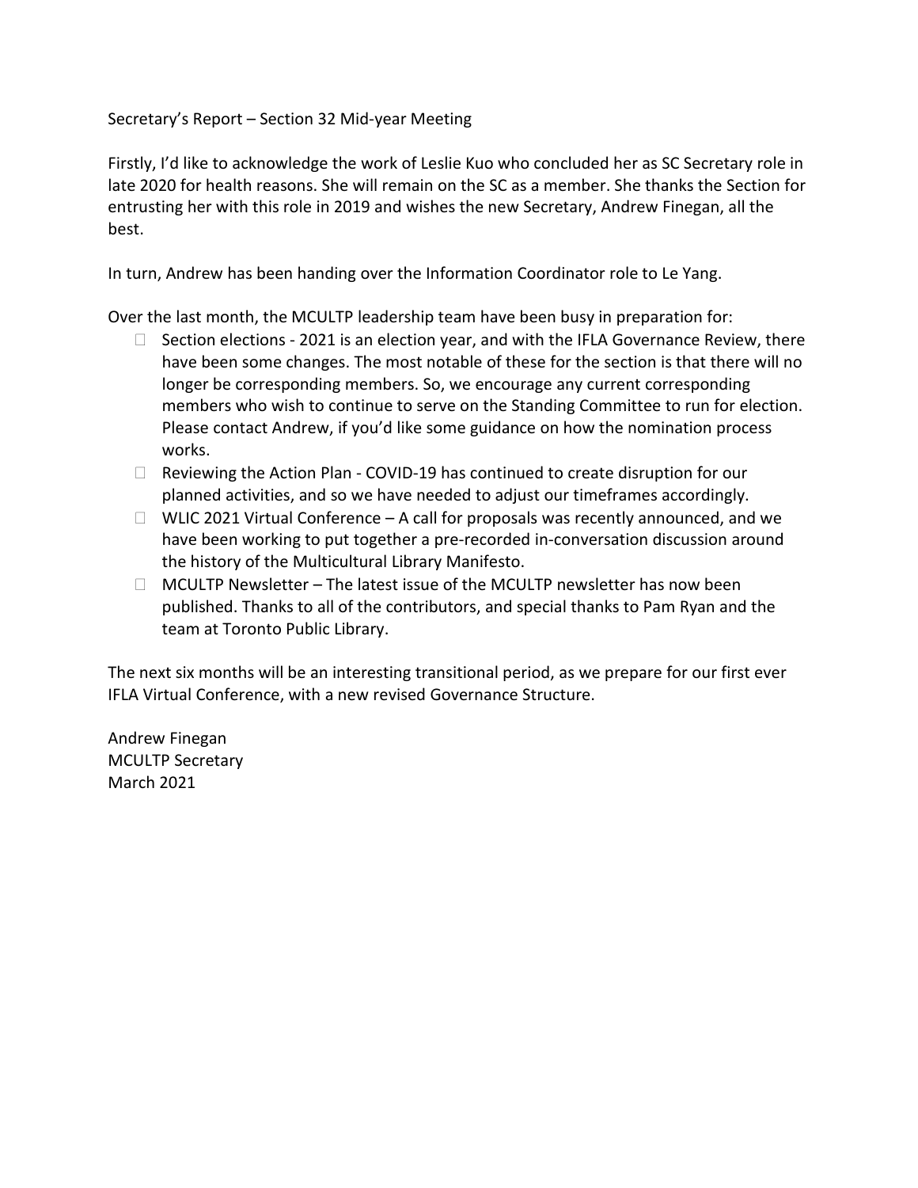Secretary's Report – Section 32 Mid-year Meeting

Firstly, I'd like to acknowledge the work of Leslie Kuo who concluded her as SC Secretary role in late 2020 for health reasons. She will remain on the SC as a member. She thanks the Section for entrusting her with this role in 2019 and wishes the new Secretary, Andrew Finegan, all the best.

In turn, Andrew has been handing over the Information Coordinator role to Le Yang.

Over the last month, the MCULTP leadership team have been busy in preparation for:

- Section elections - 2021 is an election year, and with the IFLA Governance Review, there have been some changes. The most notable of these for the section is that there will no longer be corresponding members. So, we encourage any current corresponding members who wish to continue to serve on the Standing Committee to run for election. Please contact Andrew, if you'd like some guidance on how the nomination process works.
- Reviewing the Action Plan - COVID-19 has continued to create disruption for our planned activities, and so we have needed to adjust our timeframes accordingly.
- WLIC 2021 Virtual Conference – A call for proposals was recently announced, and we have been working to put together a pre-recorded in-conversation discussion around the history of the Multicultural Library Manifesto.
- MCULTP Newsletter – The latest issue of the MCULTP newsletter has now been published. Thanks to all of the contributors, and special thanks to Pam Ryan and the team at Toronto Public Library.

The next six months will be an interesting transitional period, as we prepare for our first ever IFLA Virtual Conference, with a new revised Governance Structure.

Andrew Finegan  
MCULTP Secretary  
March 2021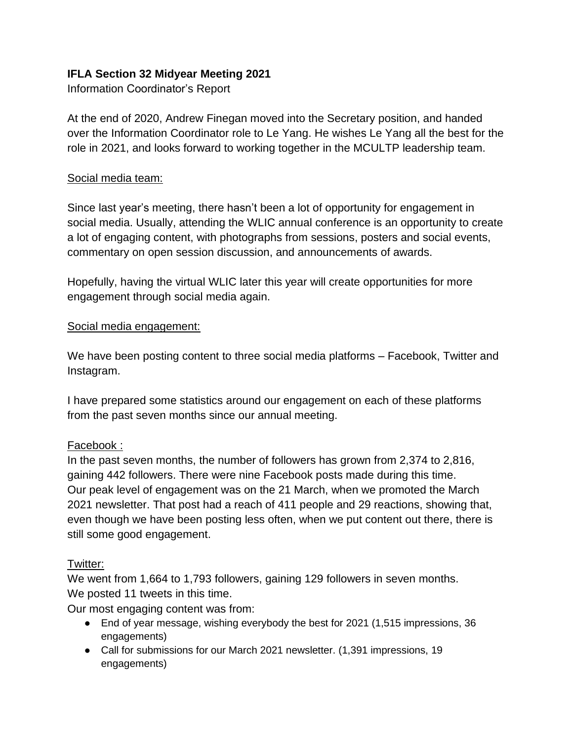**IFLA Section 32 Midyear Meeting 2021**
Information Coordinator's Report

At the end of 2020, Andrew Finegan moved into the Secretary position, and handed over the Information Coordinator role to Le Yang. He wishes Le Yang all the best for the role in 2021, and looks forward to working together in the MCULTP leadership team.

Social media team:

Since last year's meeting, there hasn't been a lot of opportunity for engagement in social media. Usually, attending the WLIC annual conference is an opportunity to create a lot of engaging content, with photographs from sessions, posters and social events, commentary on open session discussion, and announcements of awards.

Hopefully, having the virtual WLIC later this year will create opportunities for more engagement through social media again.

Social media engagement:

We have been posting content to three social media platforms – Facebook, Twitter and Instagram.

I have prepared some statistics around our engagement on each of these platforms from the past seven months since our annual meeting.

Facebook :
In the past seven months, the number of followers has grown from 2,374 to 2,816, gaining 442 followers. There were nine Facebook posts made during this time.
Our peak level of engagement was on the 21 March, when we promoted the March 2021 newsletter. That post had a reach of 411 people and 29 reactions, showing that, even though we have been posting less often, when we put content out there, there is still some good engagement.

Twitter:
We went from 1,664 to 1,793 followers, gaining 129 followers in seven months.
We posted 11 tweets in this time.
Our most engaging content was from:

- End of year message, wishing everybody the best for 2021 (1,515 impressions, 36 engagements)
- Call for submissions for our March 2021 newsletter. (1,391 impressions, 19 engagements)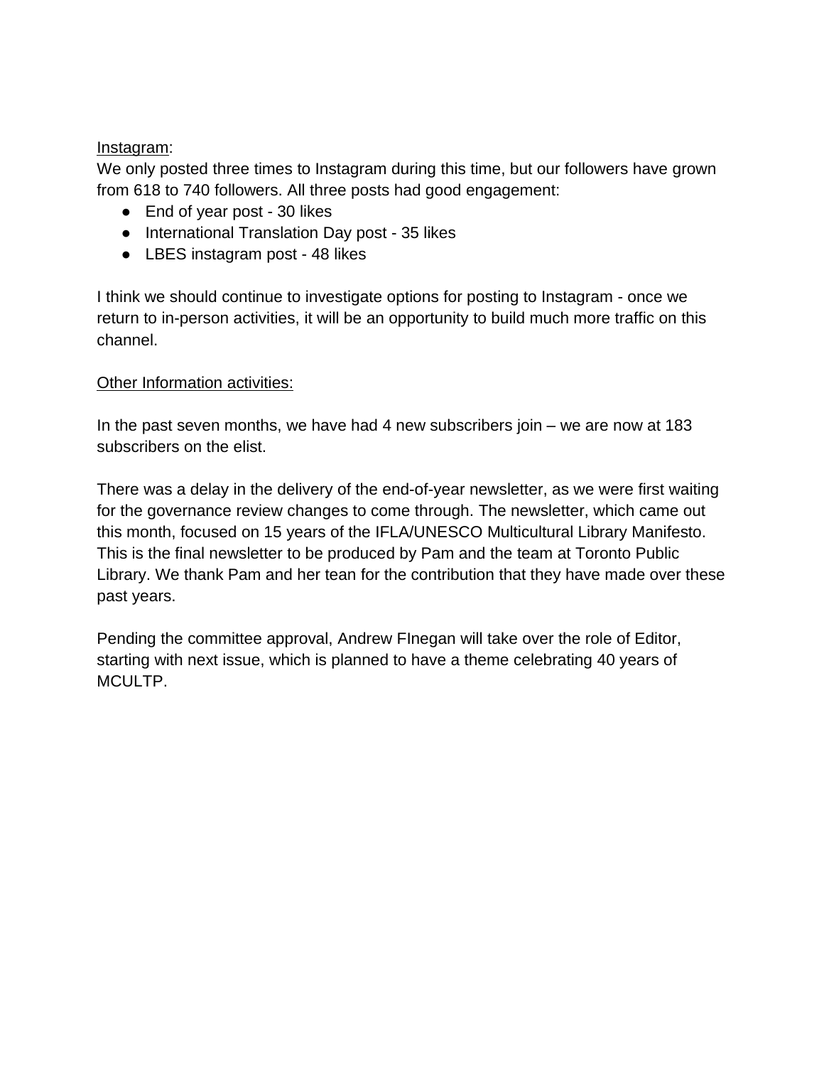Instagram:

We only posted three times to Instagram during this time, but our followers have grown from 618 to 740 followers. All three posts had good engagement:

- End of year post - 30 likes
- International Translation Day post - 35 likes
- LBES instagram post - 48 likes

I think we should continue to investigate options for posting to Instagram - once we return to in-person activities, it will be an opportunity to build much more traffic on this channel.

Other Information activities:

In the past seven months, we have had 4 new subscribers join – we are now at 183 subscribers on the elist.

There was a delay in the delivery of the end-of-year newsletter, as we were first waiting for the governance review changes to come through. The newsletter, which came out this month, focused on 15 years of the IFLA/UNESCO Multicultural Library Manifesto. This is the final newsletter to be produced by Pam and the team at Toronto Public Library. We thank Pam and her tean for the contribution that they have made over these past years.

Pending the committee approval, Andrew FInegan will take over the role of Editor, starting with next issue, which is planned to have a theme celebrating 40 years of MCULTP.